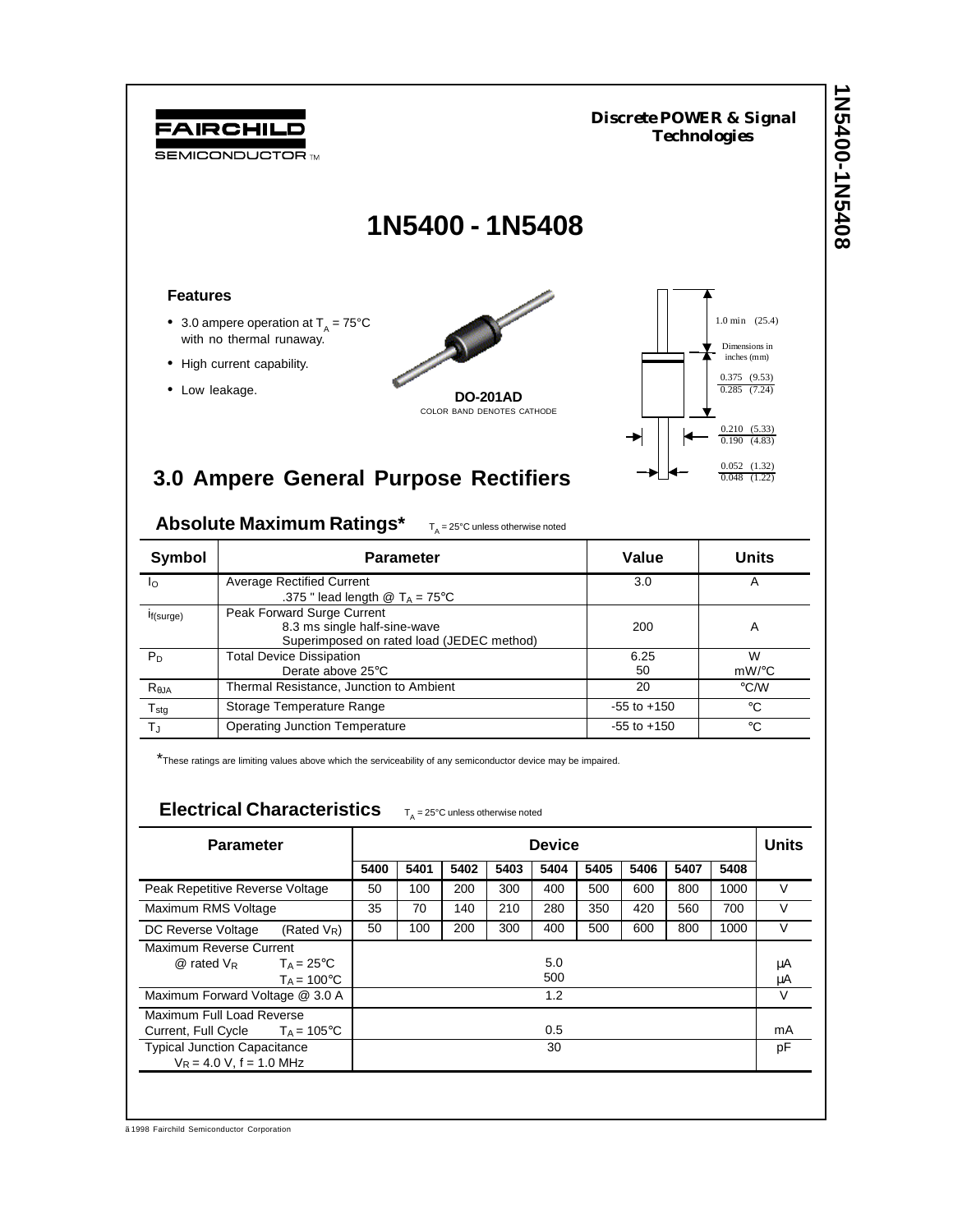FAIRCHILD SEMICONDUCTOR™

**Discrete POWER & Signal Technologies**

# 1N5400 - 1N5408

### Features

- 3.0 ampere operation at $T_A$ = 75°C with no thermal runaway.
- High current capability.
- Low leakage.

**DO-201AD**
COLOR BAND DENOTES CATHODE

1.0 min (25.4)

Dimensions in inches (mm)

0.375 (9.53) / 0.285 (7.24)

0.210 (5.33) / 0.190 (4.83)

0.052 (1.32) / 0.048 (1.22)

## 3.0 Ampere General Purpose Rectifiers

### Absolute Maximum Ratings*

$T_A$ = 25°C unless otherwise noted

| Symbol | Parameter | Value | Units |
|---|---|---|---|
| $I_O$ | Average Rectified Current .375 " lead length @ $T_A$ = 75°C | 3.0 | A |
| $i_{f(surge)}$ | Peak Forward Surge Current 8.3 ms single half-sine-wave Superimposed on rated load (JEDEC method) | 200 | A |
| $P_D$ | Total Device Dissipation<br>Derate above 25°C | 6.25<br>50 | W<br>mW/°C |
| $R_{\theta JA}$ | Thermal Resistance, Junction to Ambient | 20 | °C/W |
| $T_{stg}$ | Storage Temperature Range | -55 to +150 | °C |
| $T_J$ | Operating Junction Temperature | -55 to +150 | °C |

*These ratings are limiting values above which the serviceability of any semiconductor device may be impaired.

### Electrical Characteristics

$T_A$ = 25°C unless otherwise noted

| Parameter | Device | | | | | | | | | Units |
|---|---|---|---|---|---|---|---|---|---|---|
| | 5400 | 5401 | 5402 | 5403 | 5404 | 5405 | 5406 | 5407 | 5408 | |
| Peak Repetitive Reverse Voltage | 50 | 100 | 200 | 300 | 400 | 500 | 600 | 800 | 1000 | V |
| Maximum RMS Voltage | 35 | 70 | 140 | 210 | 280 | 350 | 420 | 560 | 700 | V |
| DC Reverse Voltage (Rated $V_R$) | 50 | 100 | 200 | 300 | 400 | 500 | 600 | 800 | 1000 | V |
| Maximum Reverse Current @ rated $V_R$ $T_A$ = 25°C<br>$T_A$ = 100°C | 5.0<br>500 | | | | | | | | | µA<br>µA |
| Maximum Forward Voltage @ 3.0 A | 1.2 | | | | | | | | | V |
| Maximum Full Load Reverse Current, Full Cycle $T_A$ = 105°C | 0.5 | | | | | | | | | mA |
| Typical Junction Capacitance $V_R$ = 4.0 V, f = 1.0 MHz | 30 | | | | | | | | | pF |

©1998 Fairchild Semiconductor Corporation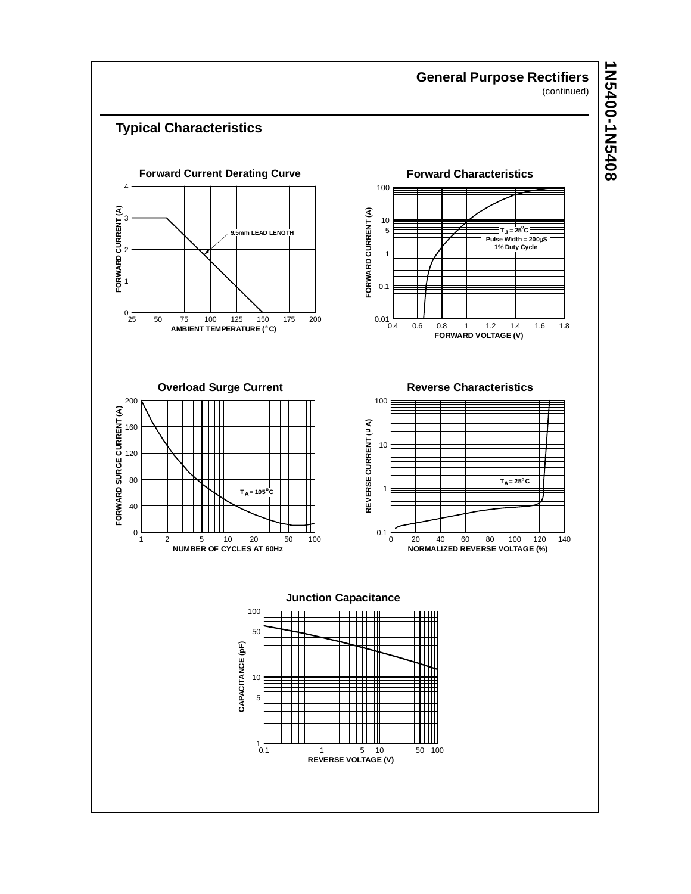## General Purpose Rectifiers
(continued)

# Typical Characteristics

**Forward Current Derating Curve**

FORWARD CURRENT (A)

4
3
2
1
0

9.5mm LEAD LENGTH

25 50 75 100 125 150 175 200

AMBIENT TEMPERATURE (°C)

**Forward Characteristics**

FORWARD CURRENT (A)

100
10
5
1
0.1
0.01

$T_J$ = 25°C
Pulse Width = 200μS
1% Duty Cycle

0.4 0.6 0.8 1 1.2 1.4 1.6 1.8

FORWARD VOLTAGE (V)

**Overload Surge Current**

FORWARD SURGE CURRENT (A)

200
160
120
80
40
0

$T_A$ = 105°C

1 2 5 10 20 50 100

NUMBER OF CYCLES AT 60Hz

**Reverse Characteristics**

REVERSE CURRENT (μA)

100
10
1
0.1

$T_A$ = 25°C

0 20 40 60 80 100 120 140

NORMALIZED REVERSE VOLTAGE (%)

**Junction Capacitance**

CAPACITANCE (pF)

100
50
10
5
1

0.1 1 5 10 50 100

REVERSE VOLTAGE (V)